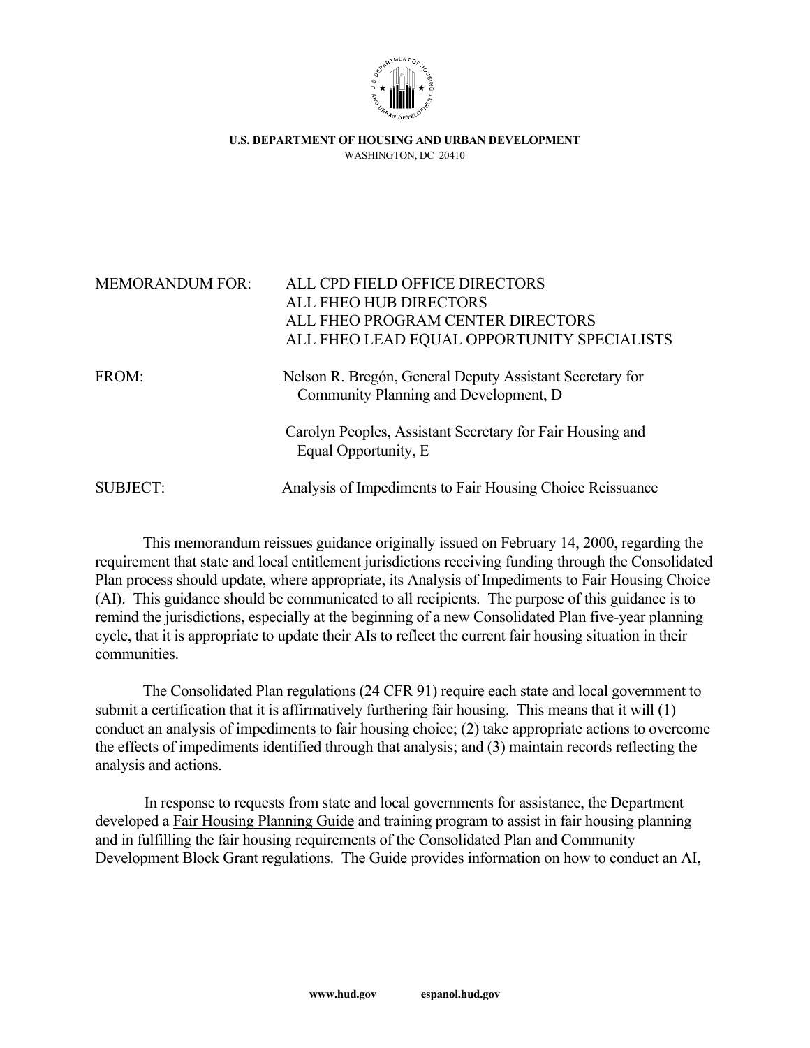**U.S. DEPARTMENT OF HOUSING AND URBAN DEVELOPMENT**
WASHINGTON, DC 20410

| | |
|---|---|
| MEMORANDUM FOR: | ALL CPD FIELD OFFICE DIRECTORS<br>ALL FHEO HUB DIRECTORS<br>ALL FHEO PROGRAM CENTER DIRECTORS<br>ALL FHEO LEAD EQUAL OPPORTUNITY SPECIALISTS |
| FROM: | Nelson R. Bregón, General Deputy Assistant Secretary for Community Planning and Development, D<br><br>Carolyn Peoples, Assistant Secretary for Fair Housing and Equal Opportunity, E |
| SUBJECT: | Analysis of Impediments to Fair Housing Choice Reissuance |

This memorandum reissues guidance originally issued on February 14, 2000, regarding the requirement that state and local entitlement jurisdictions receiving funding through the Consolidated Plan process should update, where appropriate, its Analysis of Impediments to Fair Housing Choice (AI). This guidance should be communicated to all recipients. The purpose of this guidance is to remind the jurisdictions, especially at the beginning of a new Consolidated Plan five-year planning cycle, that it is appropriate to update their AIs to reflect the current fair housing situation in their communities.

The Consolidated Plan regulations (24 CFR 91) require each state and local government to submit a certification that it is affirmatively furthering fair housing. This means that it will (1) conduct an analysis of impediments to fair housing choice; (2) take appropriate actions to overcome the effects of impediments identified through that analysis; and (3) maintain records reflecting the analysis and actions.

In response to requests from state and local governments for assistance, the Department developed a Fair Housing Planning Guide and training program to assist in fair housing planning and in fulfilling the fair housing requirements of the Consolidated Plan and Community Development Block Grant regulations. The Guide provides information on how to conduct an AI,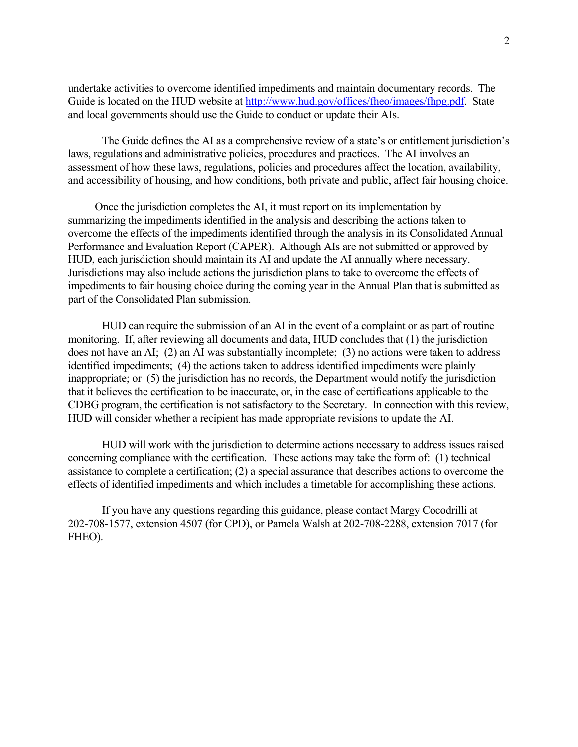undertake activities to overcome identified impediments and maintain documentary records. The Guide is located on the HUD website at http://www.hud.gov/offices/fheo/images/fhpg.pdf. State and local governments should use the Guide to conduct or update their AIs.

The Guide defines the AI as a comprehensive review of a state's or entitlement jurisdiction's laws, regulations and administrative policies, procedures and practices. The AI involves an assessment of how these laws, regulations, policies and procedures affect the location, availability, and accessibility of housing, and how conditions, both private and public, affect fair housing choice.

Once the jurisdiction completes the AI, it must report on its implementation by summarizing the impediments identified in the analysis and describing the actions taken to overcome the effects of the impediments identified through the analysis in its Consolidated Annual Performance and Evaluation Report (CAPER). Although AIs are not submitted or approved by HUD, each jurisdiction should maintain its AI and update the AI annually where necessary. Jurisdictions may also include actions the jurisdiction plans to take to overcome the effects of impediments to fair housing choice during the coming year in the Annual Plan that is submitted as part of the Consolidated Plan submission.

HUD can require the submission of an AI in the event of a complaint or as part of routine monitoring. If, after reviewing all documents and data, HUD concludes that (1) the jurisdiction does not have an AI; (2) an AI was substantially incomplete; (3) no actions were taken to address identified impediments; (4) the actions taken to address identified impediments were plainly inappropriate; or (5) the jurisdiction has no records, the Department would notify the jurisdiction that it believes the certification to be inaccurate, or, in the case of certifications applicable to the CDBG program, the certification is not satisfactory to the Secretary. In connection with this review, HUD will consider whether a recipient has made appropriate revisions to update the AI.

HUD will work with the jurisdiction to determine actions necessary to address issues raised concerning compliance with the certification. These actions may take the form of: (1) technical assistance to complete a certification; (2) a special assurance that describes actions to overcome the effects of identified impediments and which includes a timetable for accomplishing these actions.

If you have any questions regarding this guidance, please contact Margy Cocodrilli at 202-708-1577, extension 4507 (for CPD), or Pamela Walsh at 202-708-2288, extension 7017 (for FHEO).